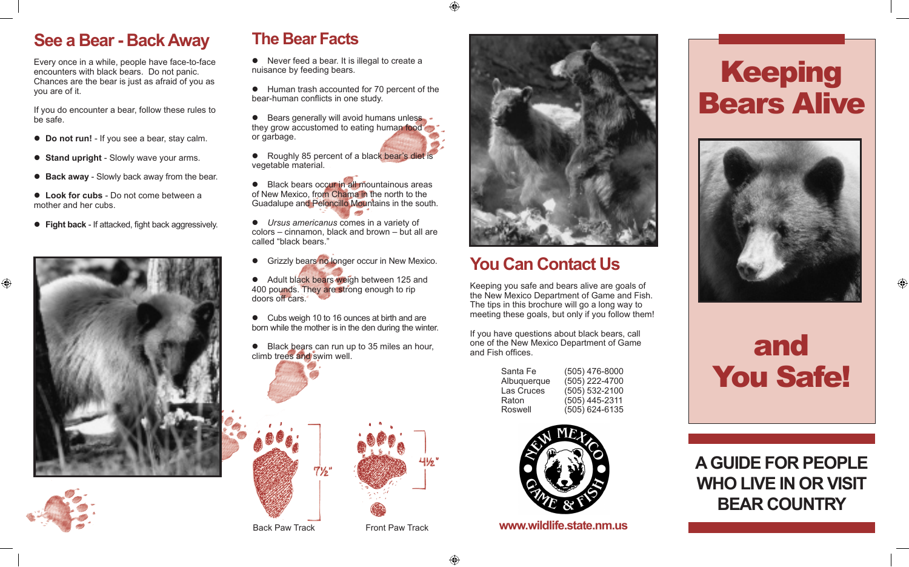## See a Bear - Back Away

Every once in a while, people have face-to-face encounters with black bears. Do not panic. Chances are the bear is just as afraid of you as you are of it.

If you do encounter a bear, follow these rules to be safe.

- **Do not run!** - If you see a bear, stay calm.
- **Stand upright** - Slowly wave your arms.
- **Back away** - Slowly back away from the bear.
- **Look for cubs** - Do not come between a mother and her cubs.
- **Fight back** - If attacked, fight back aggressively.

## The Bear Facts

- Never feed a bear. It is illegal to create a nuisance by feeding bears.
- Human trash accounted for 70 percent of the bear-human conflicts in one study.
- Bears generally will avoid humans unless they grow accustomed to eating human food or garbage.
- Roughly 85 percent of a black bear's diet is vegetable material.
- Black bears occur in all mountainous areas of New Mexico, from Chama in the north to the Guadalupe and Peloncillo Mountains in the south.
- *Ursus americanus* comes in a variety of colors – cinnamon, black and brown – but all are called "black bears."
- Grizzly bears no longer occur in New Mexico.
- Adult black bears weigh between 125 and 400 pounds. They are strong enough to rip doors off cars.
- Cubs weigh 10 to 16 ounces at birth and are born while the mother is in the den during the winter.
- Black bears can run up to 35 miles an hour, climb trees and swim well.

7½"

Back Paw Track

4½"

Front Paw Track

## You Can Contact Us

Keeping you safe and bears alive are goals of the New Mexico Department of Game and Fish. The tips in this brochure will go a long way to meeting these goals, but only if you follow them!

If you have questions about black bears, call one of the New Mexico Department of Game and Fish offices.

| | |
|---|---|
| Santa Fe | (505) 476-8000 |
| Albuquerque | (505) 222-4700 |
| Las Cruces | (505) 532-2100 |
| Raton | (505) 445-2311 |
| Roswell | (505) 624-6135 |

NEW MEXICO GAME & FISH

www.wildlife.state.nm.us

# Keeping Bears Alive and You Safe!

## A GUIDE FOR PEOPLE WHO LIVE IN OR VISIT BEAR COUNTRY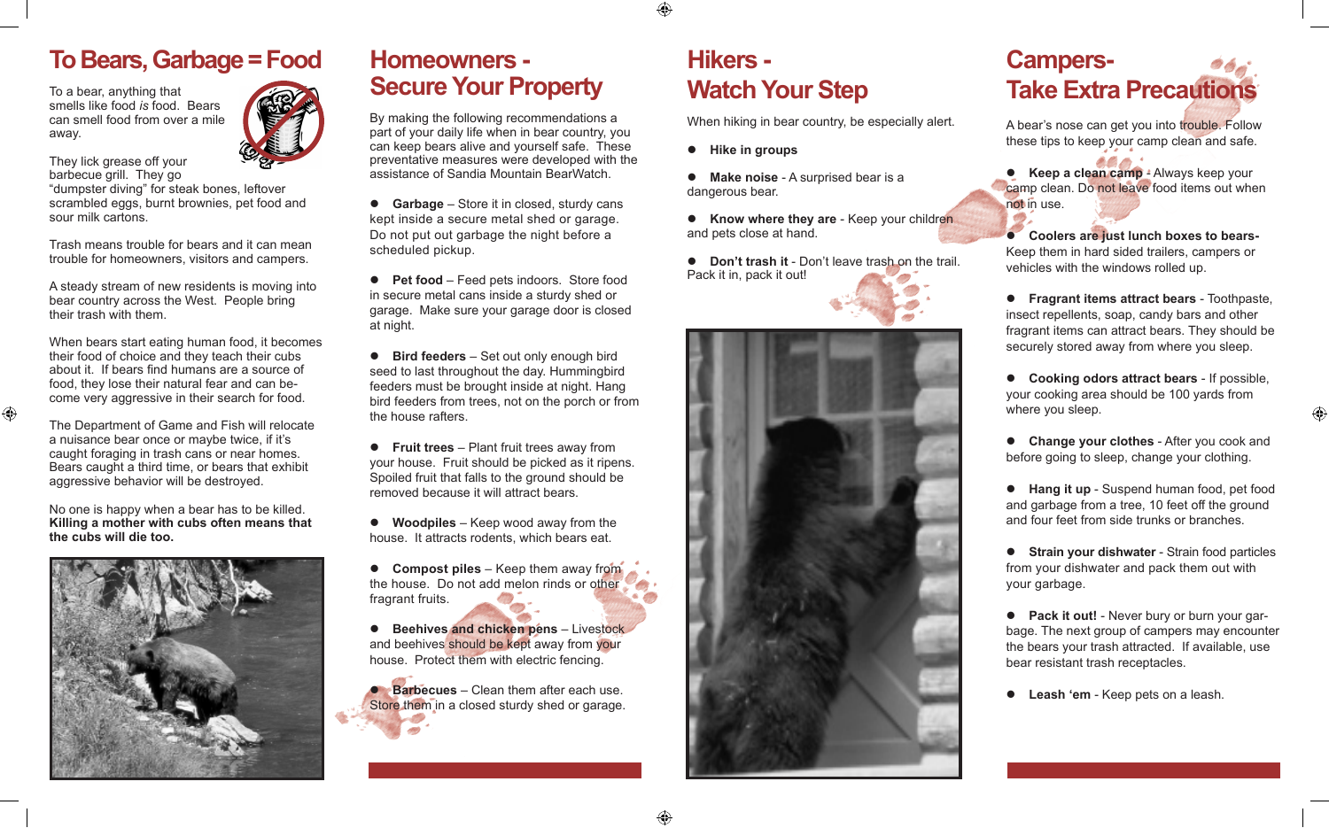# To Bears, Garbage = Food

To a bear, anything that smells like food *is* food. Bears can smell food from over a mile away.

They lick grease off your barbecue grill. They go "dumpster diving" for steak bones, leftover scrambled eggs, burnt brownies, pet food and sour milk cartons.

Trash means trouble for bears and it can mean trouble for homeowners, visitors and campers.

A steady stream of new residents is moving into bear country across the West. People bring their trash with them.

When bears start eating human food, it becomes their food of choice and they teach their cubs about it. If bears find humans are a source of food, they lose their natural fear and can become very aggressive in their search for food.

The Department of Game and Fish will relocate a nuisance bear once or maybe twice, if it's caught foraging in trash cans or near homes. Bears caught a third time, or bears that exhibit aggressive behavior will be destroyed.

No one is happy when a bear has to be killed. **Killing a mother with cubs often means that the cubs will die too.**

# Homeowners - Secure Your Property

By making the following recommendations a part of your daily life when in bear country, you can keep bears alive and yourself safe. These preventative measures were developed with the assistance of Sandia Mountain BearWatch.

- **Garbage** – Store it in closed, sturdy cans kept inside a secure metal shed or garage. Do not put out garbage the night before a scheduled pickup.

- **Pet food** – Feed pets indoors. Store food in secure metal cans inside a sturdy shed or garage. Make sure your garage door is closed at night.

- **Bird feeders** – Set out only enough bird seed to last throughout the day. Hummingbird feeders must be brought inside at night. Hang bird feeders from trees, not on the porch or from the house rafters.

- **Fruit trees** – Plant fruit trees away from your house. Fruit should be picked as it ripens. Spoiled fruit that falls to the ground should be removed because it will attract bears.

- **Woodpiles** – Keep wood away from the house. It attracts rodents, which bears eat.

- **Compost piles** – Keep them away from the house. Do not add melon rinds or other fragrant fruits.

- **Beehives and chicken pens** – Livestock and beehives should be kept away from your house. Protect them with electric fencing.

- **Barbecues** – Clean them after each use. Store them in a closed sturdy shed or garage.

# Hikers - Watch Your Step

When hiking in bear country, be especially alert.

- **Hike in groups**

- **Make noise** - A surprised bear is a dangerous bear.

- **Know where they are** - Keep your children and pets close at hand.

- **Don't trash it** - Don't leave trash on the trail. Pack it in, pack it out!

# Campers- Take Extra Precautions

A bear's nose can get you into trouble. Follow these tips to keep your camp clean and safe.

- **Keep a clean camp** - Always keep your camp clean. Do not leave food items out when not in use.

- **Coolers are just lunch boxes to bears-** Keep them in hard sided trailers, campers or vehicles with the windows rolled up.

- **Fragrant items attract bears** - Toothpaste, insect repellents, soap, candy bars and other fragrant items can attract bears. They should be securely stored away from where you sleep.

- **Cooking odors attract bears** - If possible, your cooking area should be 100 yards from where you sleep.

- **Change your clothes** - After you cook and before going to sleep, change your clothing.

- **Hang it up** - Suspend human food, pet food and garbage from a tree, 10 feet off the ground and four feet from side trunks or branches.

- **Strain your dishwater** - Strain food particles from your dishwater and pack them out with your garbage.

- **Pack it out!** - Never bury or burn your garbage. The next group of campers may encounter the bears your trash attracted. If available, use bear resistant trash receptacles.

- **Leash 'em** - Keep pets on a leash.